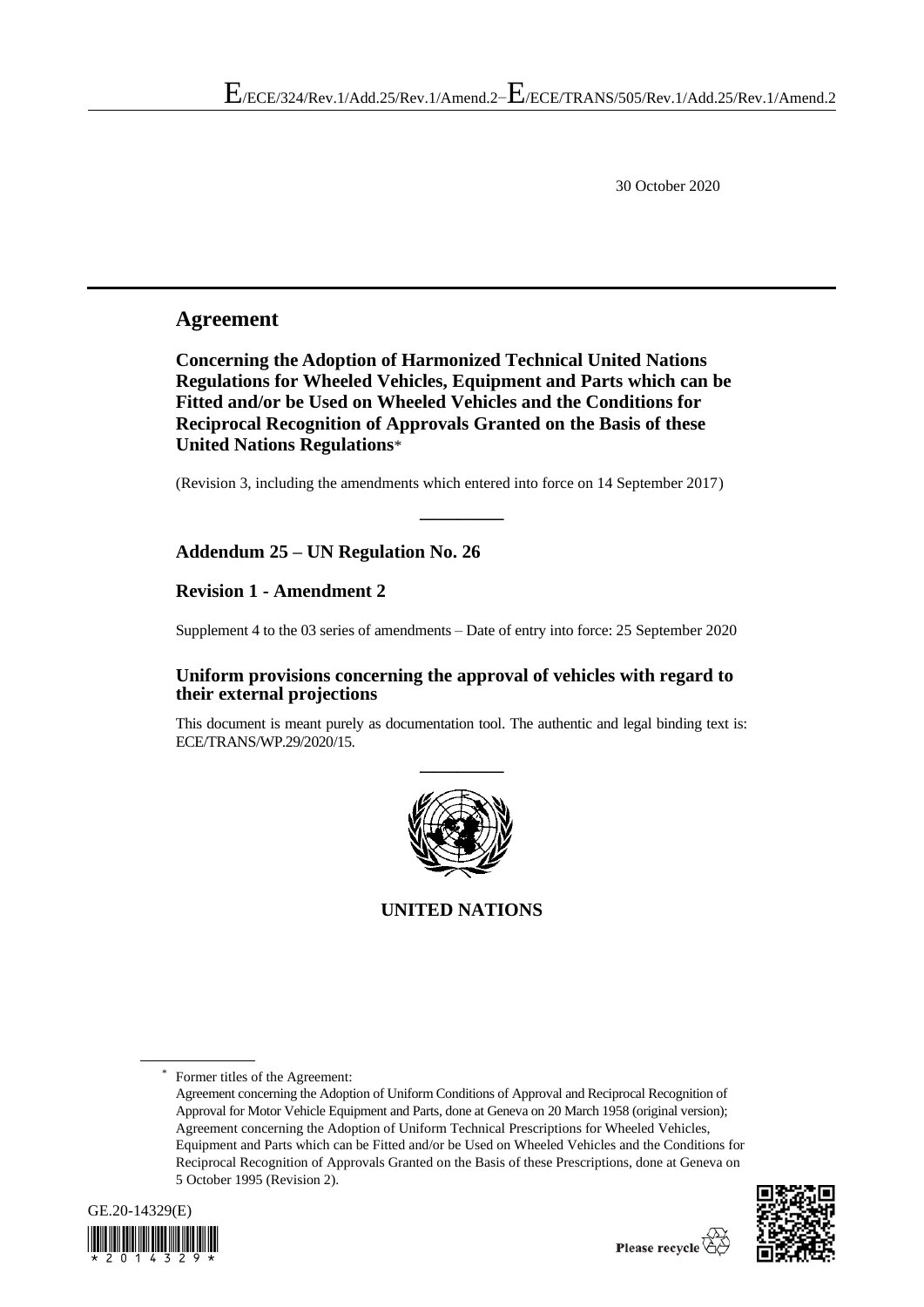E/ECE/324/Rev.1/Add.25/Rev.1/Amend.2−E/ECE/TRANS/505/Rev.1/Add.25/Rev.1/Amend.2

30 October 2020

# Agreement

**Concerning the Adoption of Harmonized Technical United Nations Regulations for Wheeled Vehicles, Equipment and Parts which can be Fitted and/or be Used on Wheeled Vehicles and the Conditions for Reciprocal Recognition of Approvals Granted on the Basis of these United Nations Regulations***

(Revision 3, including the amendments which entered into force on 14 September 2017)

---

## Addendum 25 – UN Regulation No. 26

## Revision 1 - Amendment 2

Supplement 4 to the 03 series of amendments – Date of entry into force: 25 September 2020

### Uniform provisions concerning the approval of vehicles with regard to their external projections

This document is meant purely as documentation tool. The authentic and legal binding text is: ECE/TRANS/WP.29/2020/15.

---

**UNITED NATIONS**

---

\* Former titles of the Agreement:
Agreement concerning the Adoption of Uniform Conditions of Approval and Reciprocal Recognition of Approval for Motor Vehicle Equipment and Parts, done at Geneva on 20 March 1958 (original version);
Agreement concerning the Adoption of Uniform Technical Prescriptions for Wheeled Vehicles, Equipment and Parts which can be Fitted and/or be Used on Wheeled Vehicles and the Conditions for Reciprocal Recognition of Approvals Granted on the Basis of these Prescriptions, done at Geneva on 5 October 1995 (Revision 2).

GE.20-14329(E)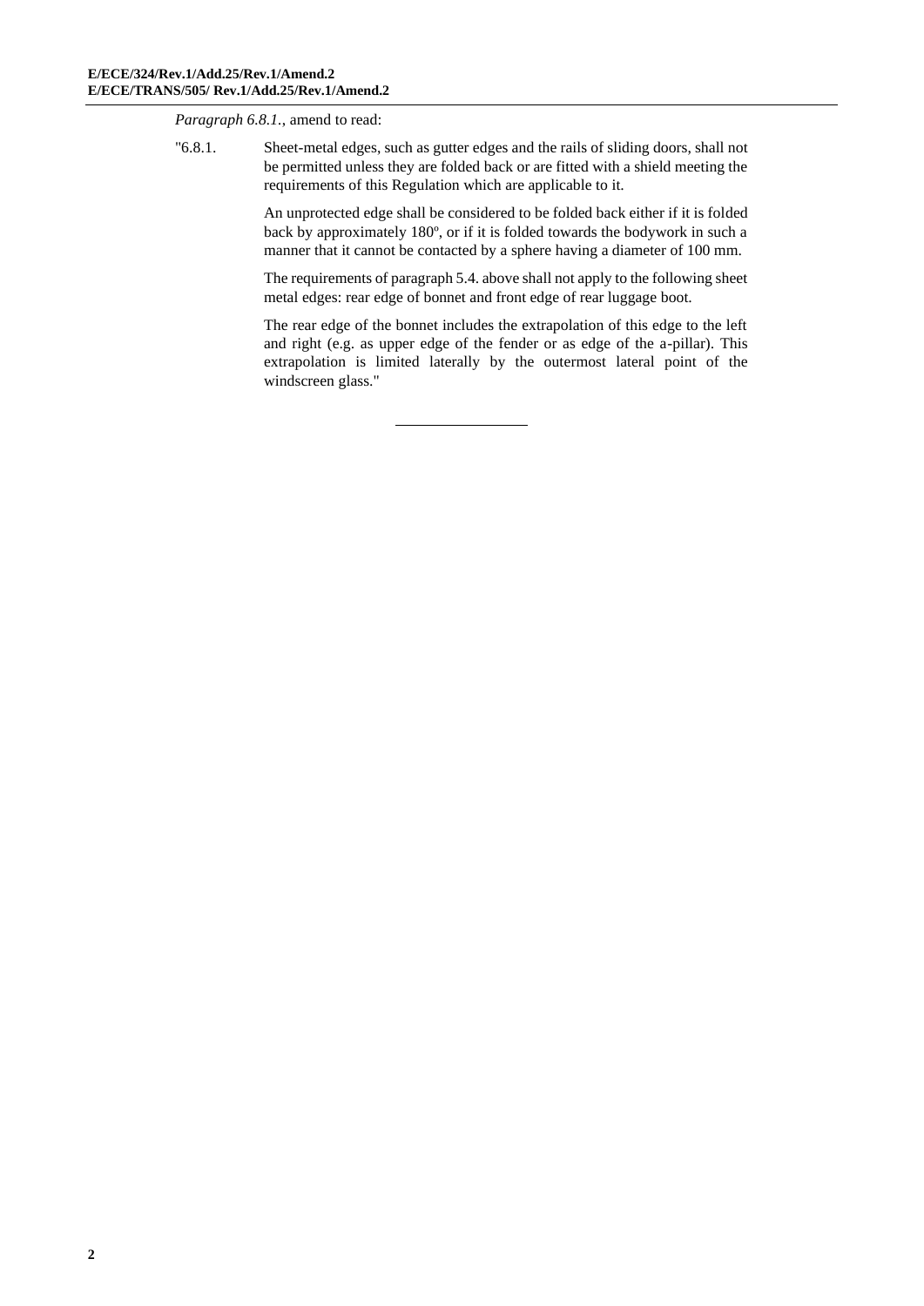*Paragraph 6.8.1.*, amend to read:

"6.8.1. Sheet-metal edges, such as gutter edges and the rails of sliding doors, shall not be permitted unless they are folded back or are fitted with a shield meeting the requirements of this Regulation which are applicable to it.

An unprotected edge shall be considered to be folded back either if it is folded back by approximately 180º, or if it is folded towards the bodywork in such a manner that it cannot be contacted by a sphere having a diameter of 100 mm.

The requirements of paragraph 5.4. above shall not apply to the following sheet metal edges: rear edge of bonnet and front edge of rear luggage boot.

The rear edge of the bonnet includes the extrapolation of this edge to the left and right (e.g. as upper edge of the fender or as edge of the a-pillar). This extrapolation is limited laterally by the outermost lateral point of the windscreen glass."